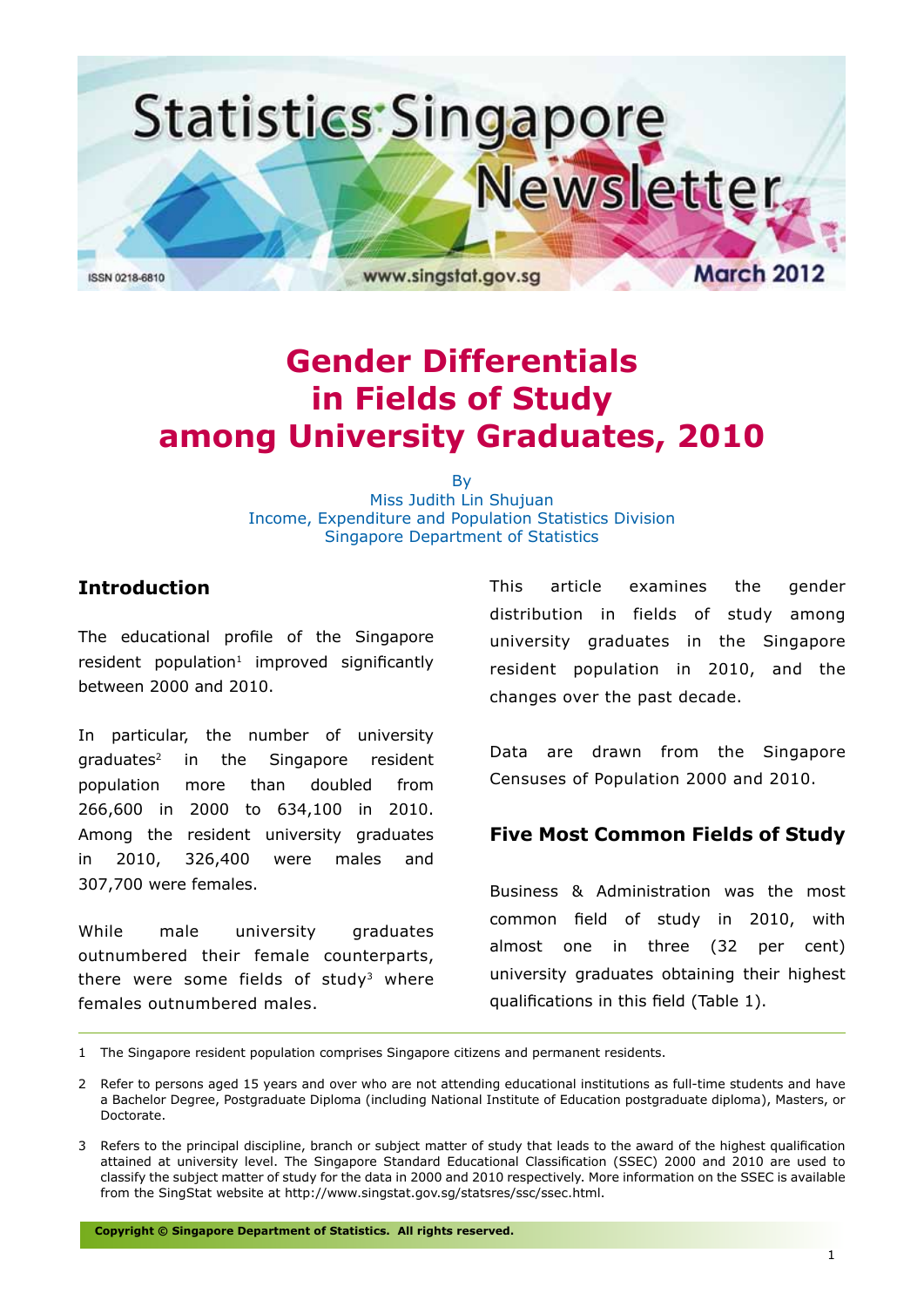Statistics Singapore Newsletter

ISSN 0218-6810

www.singstat.gov.sg

March 2012

# Gender Differentials in Fields of Study among University Graduates, 2010

By
Miss Judith Lin Shujuan
Income, Expenditure and Population Statistics Division
Singapore Department of Statistics

## Introduction

The educational profile of the Singapore resident population[1] improved significantly between 2000 and 2010.

In particular, the number of university graduates[2] in the Singapore resident population more than doubled from 266,600 in 2000 to 634,100 in 2010. Among the resident university graduates in 2010, 326,400 were males and 307,700 were females.

While male university graduates outnumbered their female counterparts, there were some fields of study[3] where females outnumbered males.

This article examines the gender distribution in fields of study among university graduates in the Singapore resident population in 2010, and the changes over the past decade.

Data are drawn from the Singapore Censuses of Population 2000 and 2010.

## Five Most Common Fields of Study

Business & Administration was the most common field of study in 2010, with almost one in three (32 per cent) university graduates obtaining their highest qualifications in this field (Table 1).

---

1 The Singapore resident population comprises Singapore citizens and permanent residents.

2 Refer to persons aged 15 years and over who are not attending educational institutions as full-time students and have a Bachelor Degree, Postgraduate Diploma (including National Institute of Education postgraduate diploma), Masters, or Doctorate.

3 Refers to the principal discipline, branch or subject matter of study that leads to the award of the highest qualification attained at university level. The Singapore Standard Educational Classification (SSEC) 2000 and 2010 are used to classify the subject matter of study for the data in 2000 and 2010 respectively. More information on the SSEC is available from the SingStat website at http://www.singstat.gov.sg/statsres/ssc/ssec.html.

Copyright © Singapore Department of Statistics. All rights reserved.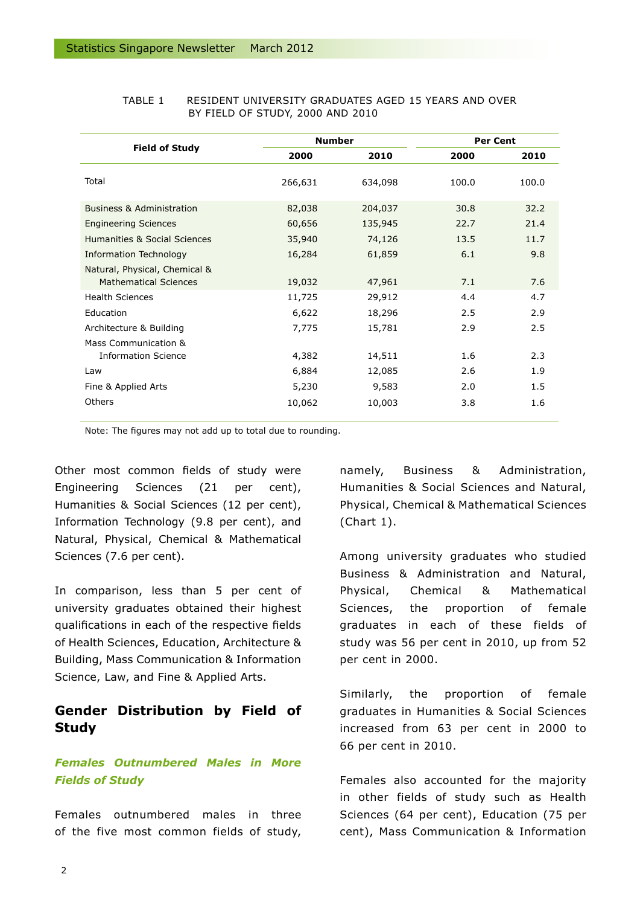TABLE 1 RESIDENT UNIVERSITY GRADUATES AGED 15 YEARS AND OVER BY FIELD OF STUDY, 2000 AND 2010

| Field of Study | Number | | Per Cent | |
|---|---|---|---|---|
| | 2000 | 2010 | 2000 | 2010 |
| Total | 266,631 | 634,098 | 100.0 | 100.0 |
| Business & Administration | 82,038 | 204,037 | 30.8 | 32.2 |
| Engineering Sciences | 60,656 | 135,945 | 22.7 | 21.4 |
| Humanities & Social Sciences | 35,940 | 74,126 | 13.5 | 11.7 |
| Information Technology | 16,284 | 61,859 | 6.1 | 9.8 |
| Natural, Physical, Chemical & Mathematical Sciences | 19,032 | 47,961 | 7.1 | 7.6 |
| Health Sciences | 11,725 | 29,912 | 4.4 | 4.7 |
| Education | 6,622 | 18,296 | 2.5 | 2.9 |
| Architecture & Building | 7,775 | 15,781 | 2.9 | 2.5 |
| Mass Communication & Information Science | 4,382 | 14,511 | 1.6 | 2.3 |
| Law | 6,884 | 12,085 | 2.6 | 1.9 |
| Fine & Applied Arts | 5,230 | 9,583 | 2.0 | 1.5 |
| Others | 10,062 | 10,003 | 3.8 | 1.6 |

Note: The figures may not add up to total due to rounding.

Other most common fields of study were Engineering Sciences (21 per cent), Humanities & Social Sciences (12 per cent), Information Technology (9.8 per cent), and Natural, Physical, Chemical & Mathematical Sciences (7.6 per cent).

In comparison, less than 5 per cent of university graduates obtained their highest qualifications in each of the respective fields of Health Sciences, Education, Architecture & Building, Mass Communication & Information Science, Law, and Fine & Applied Arts.

## Gender Distribution by Field of Study

### *Females Outnumbered Males in More Fields of Study*

Females outnumbered males in three of the five most common fields of study, namely, Business & Administration, Humanities & Social Sciences and Natural, Physical, Chemical & Mathematical Sciences (Chart 1).

Among university graduates who studied Business & Administration and Natural, Physical, Chemical & Mathematical Sciences, the proportion of female graduates in each of these fields of study was 56 per cent in 2010, up from 52 per cent in 2000.

Similarly, the proportion of female graduates in Humanities & Social Sciences increased from 63 per cent in 2000 to 66 per cent in 2010.

Females also accounted for the majority in other fields of study such as Health Sciences (64 per cent), Education (75 per cent), Mass Communication & Information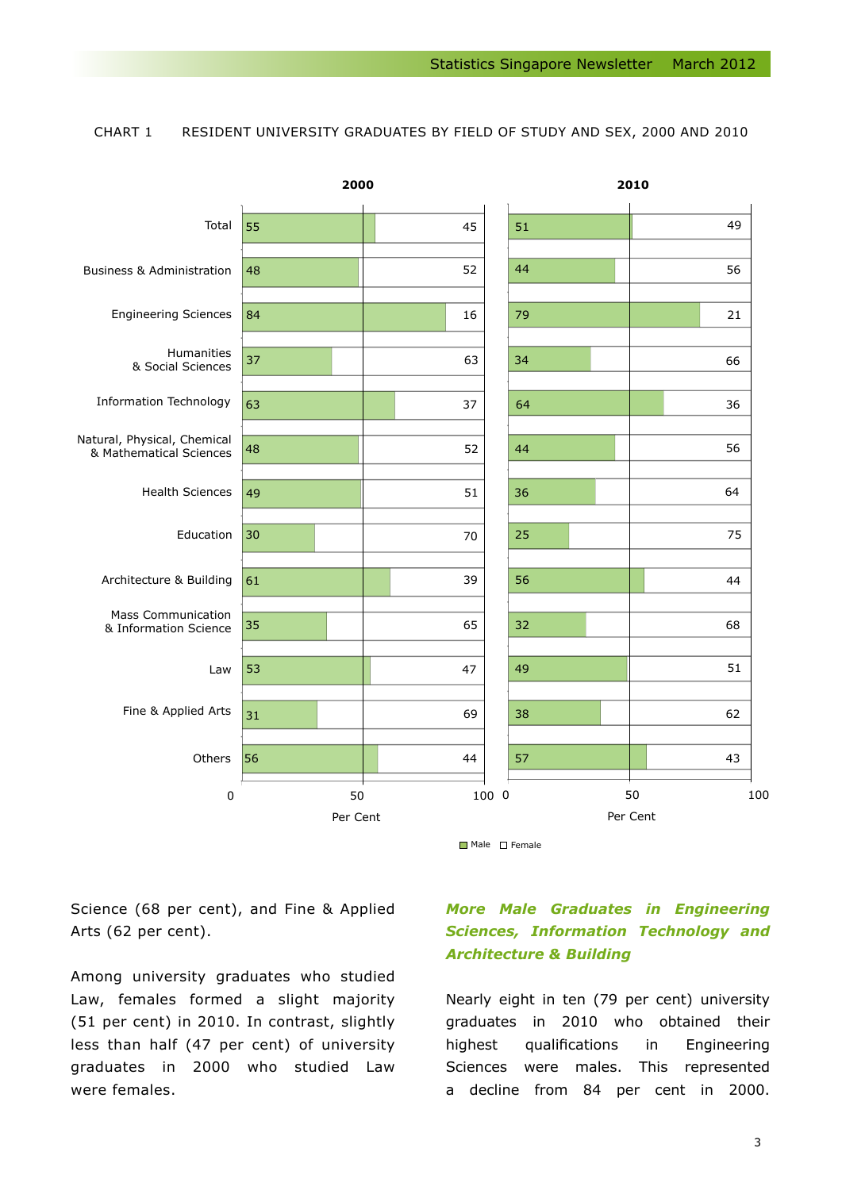CHART 1 RESIDENT UNIVERSITY GRADUATES BY FIELD OF STUDY AND SEX, 2000 AND 2010

| Field of Study | 2000 Male | 2000 Female | 2010 Male | 2010 Female |
|---|---|---|---|---|
| Total | 55 | 45 | 51 | 49 |
| Business & Administration | 48 | 52 | 44 | 56 |
| Engineering Sciences | 84 | 16 | 79 | 21 |
| Humanities & Social Sciences | 37 | 63 | 34 | 66 |
| Information Technology | 63 | 37 | 64 | 36 |
| Natural, Physical, Chemical & Mathematical Sciences | 48 | 52 | 44 | 56 |
| Health Sciences | 49 | 51 | 36 | 64 |
| Education | 30 | 70 | 25 | 75 |
| Architecture & Building | 61 | 39 | 56 | 44 |
| Mass Communication & Information Science | 35 | 65 | 32 | 68 |
| Law | 53 | 47 | 49 | 51 |
| Fine & Applied Arts | 31 | 69 | 38 | 62 |
| Others | 56 | 44 | 57 | 43 |

Per Cent

Science (68 per cent), and Fine & Applied Arts (62 per cent).

Among university graduates who studied Law, females formed a slight majority (51 per cent) in 2010. In contrast, slightly less than half (47 per cent) of university graduates in 2000 who studied Law were females.

### *More Male Graduates in Engineering Sciences, Information Technology and Architecture & Building*

Nearly eight in ten (79 per cent) university graduates in 2010 who obtained their highest qualifications in Engineering Sciences were males. This represented a decline from 84 per cent in 2000.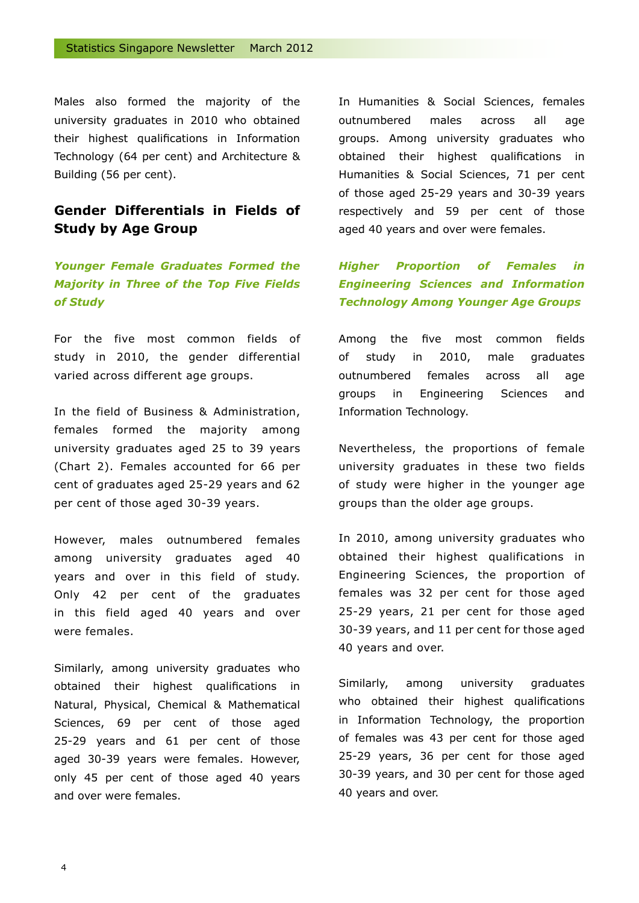Males also formed the majority of the university graduates in 2010 who obtained their highest qualifications in Information Technology (64 per cent) and Architecture & Building (56 per cent).

## Gender Differentials in Fields of Study by Age Group

### *Younger Female Graduates Formed the Majority in Three of the Top Five Fields of Study*

For the five most common fields of study in 2010, the gender differential varied across different age groups.

In the field of Business & Administration, females formed the majority among university graduates aged 25 to 39 years (Chart 2). Females accounted for 66 per cent of graduates aged 25-29 years and 62 per cent of those aged 30-39 years.

However, males outnumbered females among university graduates aged 40 years and over in this field of study. Only 42 per cent of the graduates in this field aged 40 years and over were females.

Similarly, among university graduates who obtained their highest qualifications in Natural, Physical, Chemical & Mathematical Sciences, 69 per cent of those aged 25-29 years and 61 per cent of those aged 30-39 years were females. However, only 45 per cent of those aged 40 years and over were females.

In Humanities & Social Sciences, females outnumbered males across all age groups. Among university graduates who obtained their highest qualifications in Humanities & Social Sciences, 71 per cent of those aged 25-29 years and 30-39 years respectively and 59 per cent of those aged 40 years and over were females.

### *Higher Proportion of Females in Engineering Sciences and Information Technology Among Younger Age Groups*

Among the five most common fields of study in 2010, male graduates outnumbered females across all age groups in Engineering Sciences and Information Technology.

Nevertheless, the proportions of female university graduates in these two fields of study were higher in the younger age groups than the older age groups.

In 2010, among university graduates who obtained their highest qualifications in Engineering Sciences, the proportion of females was 32 per cent for those aged 25-29 years, 21 per cent for those aged 30-39 years, and 11 per cent for those aged 40 years and over.

Similarly, among university graduates who obtained their highest qualifications in Information Technology, the proportion of females was 43 per cent for those aged 25-29 years, 36 per cent for those aged 30-39 years, and 30 per cent for those aged 40 years and over.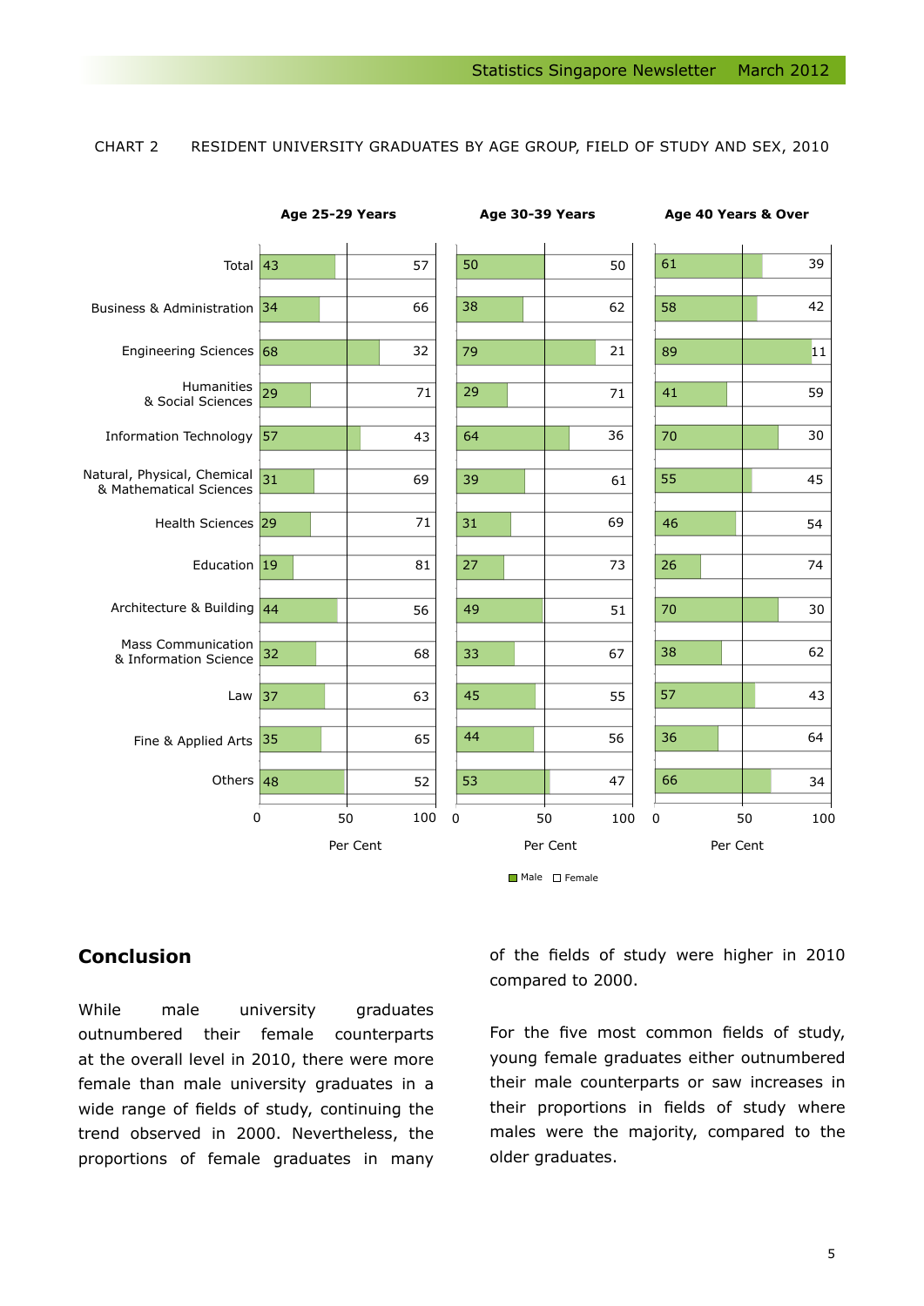CHART 2 RESIDENT UNIVERSITY GRADUATES BY AGE GROUP, FIELD OF STUDY AND SEX, 2010

| Field of Study | Age 25-29 Years Male | Age 25-29 Years Female | Age 30-39 Years Male | Age 30-39 Years Female | Age 40 Years & Over Male | Age 40 Years & Over Female |
|---|---|---|---|---|---|---|
| Total | 43 | 57 | 50 | 50 | 61 | 39 |
| Business & Administration | 34 | 66 | 38 | 62 | 58 | 42 |
| Engineering Sciences | 68 | 32 | 79 | 21 | 89 | 11 |
| Humanities & Social Sciences | 29 | 71 | 29 | 71 | 41 | 59 |
| Information Technology | 57 | 43 | 64 | 36 | 70 | 30 |
| Natural, Physical, Chemical & Mathematical Sciences | 31 | 69 | 39 | 61 | 55 | 45 |
| Health Sciences | 29 | 71 | 31 | 69 | 46 | 54 |
| Education | 19 | 81 | 27 | 73 | 26 | 74 |
| Architecture & Building | 44 | 56 | 49 | 51 | 70 | 30 |
| Mass Communication & Information Science | 32 | 68 | 33 | 67 | 38 | 62 |
| Law | 37 | 63 | 45 | 55 | 57 | 43 |
| Fine & Applied Arts | 35 | 65 | 44 | 56 | 36 | 64 |
| Others | 48 | 52 | 53 | 47 | 66 | 34 |

Per Cent

■ Male □ Female

## Conclusion

While male university graduates outnumbered their female counterparts at the overall level in 2010, there were more female than male university graduates in a wide range of fields of study, continuing the trend observed in 2000. Nevertheless, the proportions of female graduates in many of the fields of study were higher in 2010 compared to 2000.

For the five most common fields of study, young female graduates either outnumbered their male counterparts or saw increases in their proportions in fields of study where males were the majority, compared to the older graduates.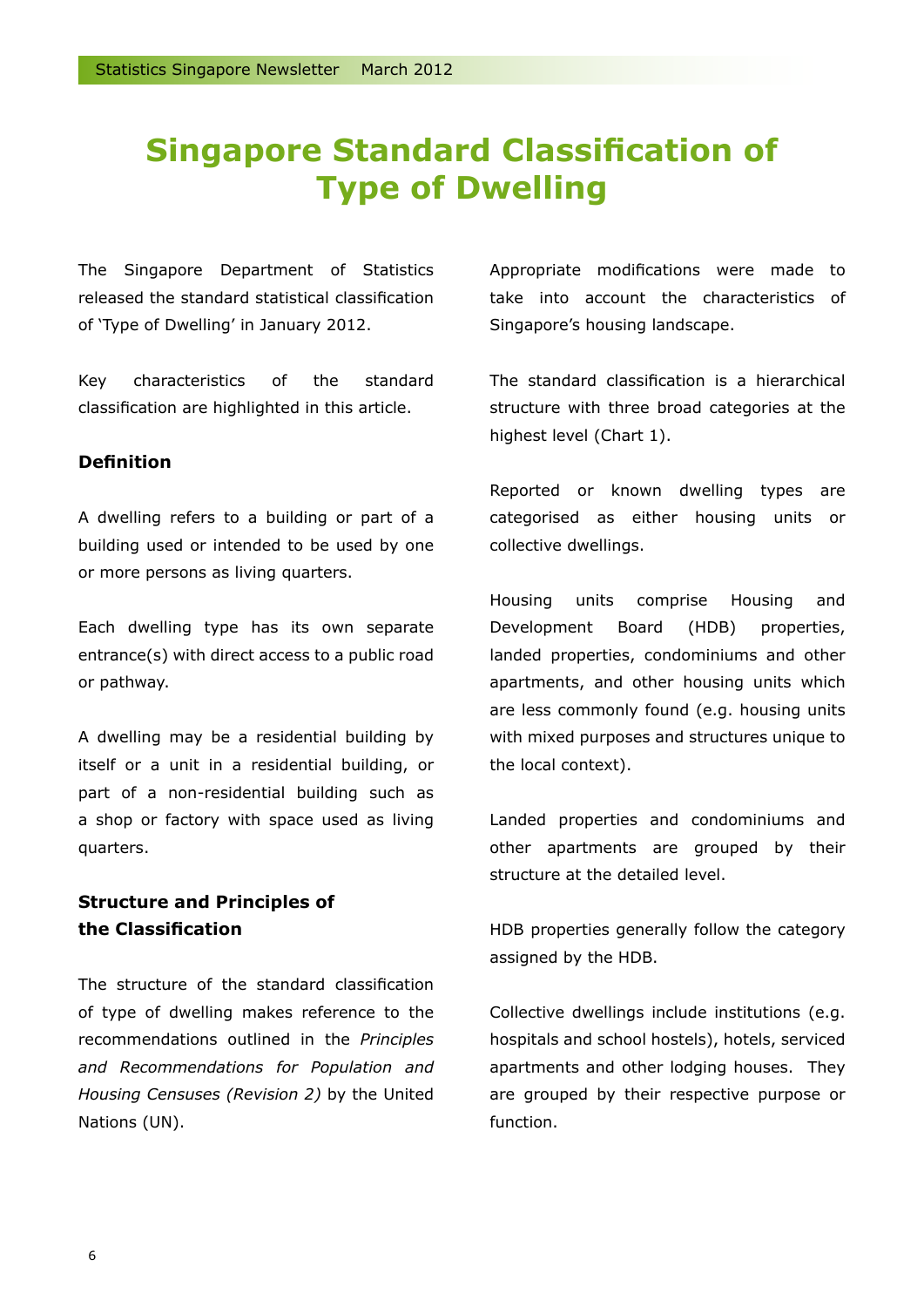# Singapore Standard Classification of Type of Dwelling

The Singapore Department of Statistics released the standard statistical classification of 'Type of Dwelling' in January 2012.

Key characteristics of the standard classification are highlighted in this article.

### Definition

A dwelling refers to a building or part of a building used or intended to be used by one or more persons as living quarters.

Each dwelling type has its own separate entrance(s) with direct access to a public road or pathway.

A dwelling may be a residential building by itself or a unit in a residential building, or part of a non-residential building such as a shop or factory with space used as living quarters.

### Structure and Principles of the Classification

The structure of the standard classification of type of dwelling makes reference to the recommendations outlined in the *Principles and Recommendations for Population and Housing Censuses (Revision 2)* by the United Nations (UN).

Appropriate modifications were made to take into account the characteristics of Singapore's housing landscape.

The standard classification is a hierarchical structure with three broad categories at the highest level (Chart 1).

Reported or known dwelling types are categorised as either housing units or collective dwellings.

Housing units comprise Housing and Development Board (HDB) properties, landed properties, condominiums and other apartments, and other housing units which are less commonly found (e.g. housing units with mixed purposes and structures unique to the local context).

Landed properties and condominiums and other apartments are grouped by their structure at the detailed level.

HDB properties generally follow the category assigned by the HDB.

Collective dwellings include institutions (e.g. hospitals and school hostels), hotels, serviced apartments and other lodging houses. They are grouped by their respective purpose or function.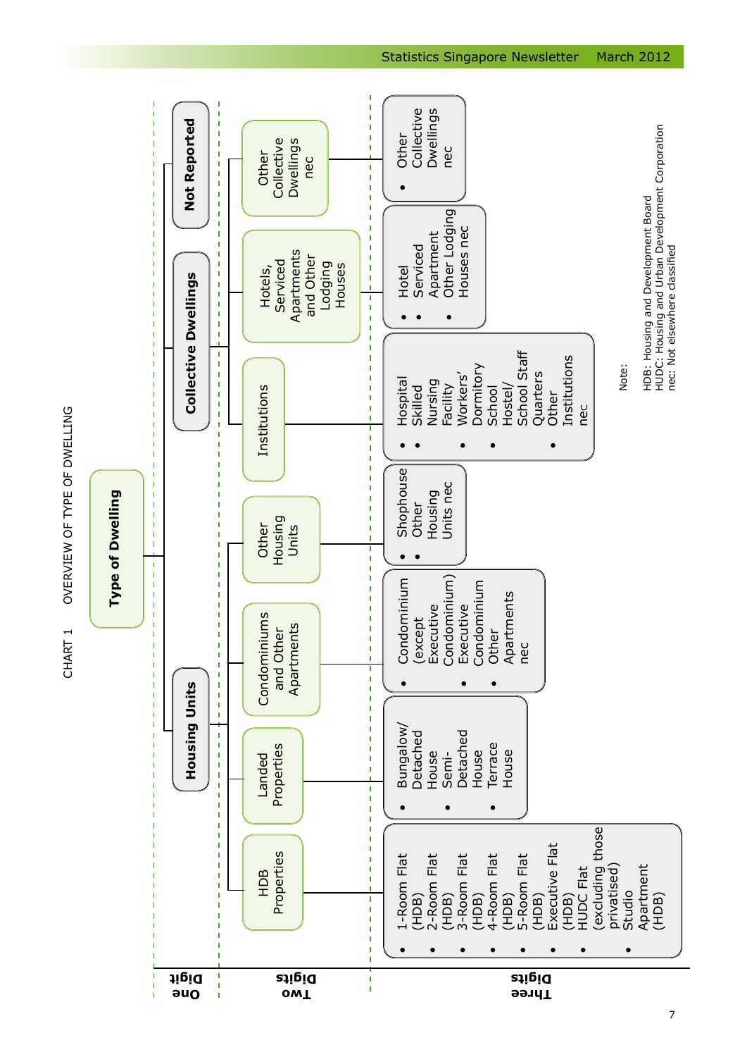CHART 1 OVERVIEW OF TYPE OF DWELLING

**Type of Dwelling**

| One Digit | Two Digits | Three Digits |
|---|---|---|
| **Housing Units** | HDB Properties | • 1-Room Flat (HDB)<br>• 2-Room Flat (HDB)<br>• 3-Room Flat (HDB)<br>• 4-Room Flat (HDB)<br>• 5-Room Flat (HDB)<br>• Executive Flat (HDB)<br>• HUDC Flat (excluding those privatised)<br>• Studio Apartment (HDB) |
| | Landed Properties | • Bungalow/ Detached House<br>• Semi-Detached House<br>• Terrace House |
| | Condominiums and Other Apartments | • Condominium (except Executive Condominium)<br>• Executive Condominium<br>• Other Apartments nec |
| | Other Housing Units | • Shophouse<br>• Other Housing Units nec |
| **Collective Dwellings** | Institutions | • Hospital<br>• Skilled Nursing Facility<br>• Workers' Dormitory<br>• School Hostel/ School Staff Quarters<br>• Other Institutions nec |
| | Hotels, Serviced Apartments and Other Lodging Houses | • Hotel<br>• Serviced Apartment<br>• Other Lodging Houses nec |
| | Other Collective Dwellings nec | • Other Collective Dwellings nec |
| **Not Reported** | | |

Note:

HDB: Housing and Development Board
HUDC: Housing and Urban Development Corporation
nec: Not elsewhere classified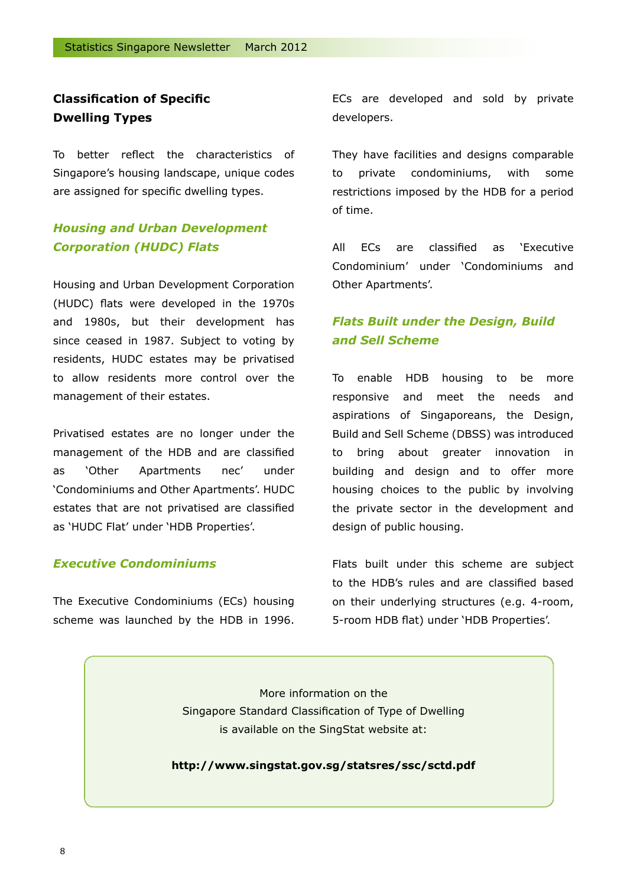## Classification of Specific Dwelling Types

To better reflect the characteristics of Singapore's housing landscape, unique codes are assigned for specific dwelling types.

### *Housing and Urban Development Corporation (HUDC) Flats*

Housing and Urban Development Corporation (HUDC) flats were developed in the 1970s and 1980s, but their development has since ceased in 1987. Subject to voting by residents, HUDC estates may be privatised to allow residents more control over the management of their estates.

Privatised estates are no longer under the management of the HDB and are classified as 'Other Apartments nec' under 'Condominiums and Other Apartments'. HUDC estates that are not privatised are classified as 'HUDC Flat' under 'HDB Properties'.

### *Executive Condominiums*

The Executive Condominiums (ECs) housing scheme was launched by the HDB in 1996. ECs are developed and sold by private developers.

They have facilities and designs comparable to private condominiums, with some restrictions imposed by the HDB for a period of time.

All ECs are classified as 'Executive Condominium' under 'Condominiums and Other Apartments'.

### *Flats Built under the Design, Build and Sell Scheme*

To enable HDB housing to be more responsive and meet the needs and aspirations of Singaporeans, the Design, Build and Sell Scheme (DBSS) was introduced to bring about greater innovation in building and design and to offer more housing choices to the public by involving the private sector in the development and design of public housing.

Flats built under this scheme are subject to the HDB's rules and are classified based on their underlying structures (e.g. 4-room, 5-room HDB flat) under 'HDB Properties'.

More information on the Singapore Standard Classification of Type of Dwelling is available on the SingStat website at:

**http://www.singstat.gov.sg/statsres/ssc/sctd.pdf**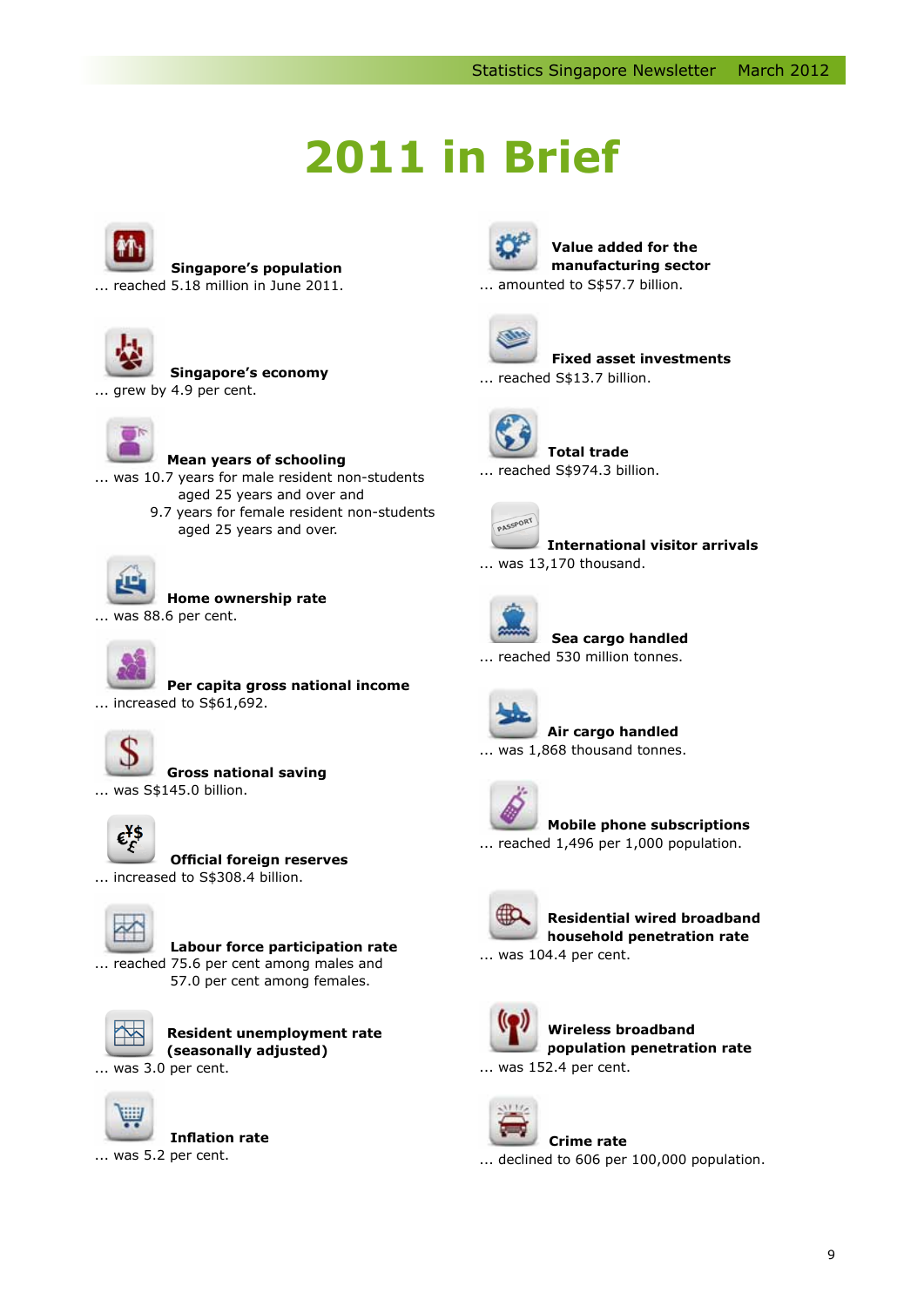# 2011 in Brief

**Singapore's population**
... reached 5.18 million in June 2011.

**Singapore's economy**
... grew by 4.9 per cent.

**Mean years of schooling**
... was 10.7 years for male resident non-students aged 25 years and over and
9.7 years for female resident non-students aged 25 years and over.

**Home ownership rate**
... was 88.6 per cent.

**Per capita gross national income**
... increased to S$61,692.

**Gross national saving**
... was S$145.0 billion.

**Official foreign reserves**
... increased to S$308.4 billion.

**Labour force participation rate**
... reached 75.6 per cent among males and
57.0 per cent among females.

**Resident unemployment rate (seasonally adjusted)**
... was 3.0 per cent.

**Inflation rate**
... was 5.2 per cent.

**Value added for the manufacturing sector**
... amounted to S$57.7 billion.

**Fixed asset investments**
... reached S$13.7 billion.

**Total trade**
... reached S$974.3 billion.

**International visitor arrivals**
... was 13,170 thousand.

**Sea cargo handled**
... reached 530 million tonnes.

**Air cargo handled**
... was 1,868 thousand tonnes.

**Mobile phone subscriptions**
... reached 1,496 per 1,000 population.

**Residential wired broadband household penetration rate**
... was 104.4 per cent.

**Wireless broadband population penetration rate**
... was 152.4 per cent.

**Crime rate**
... declined to 606 per 100,000 population.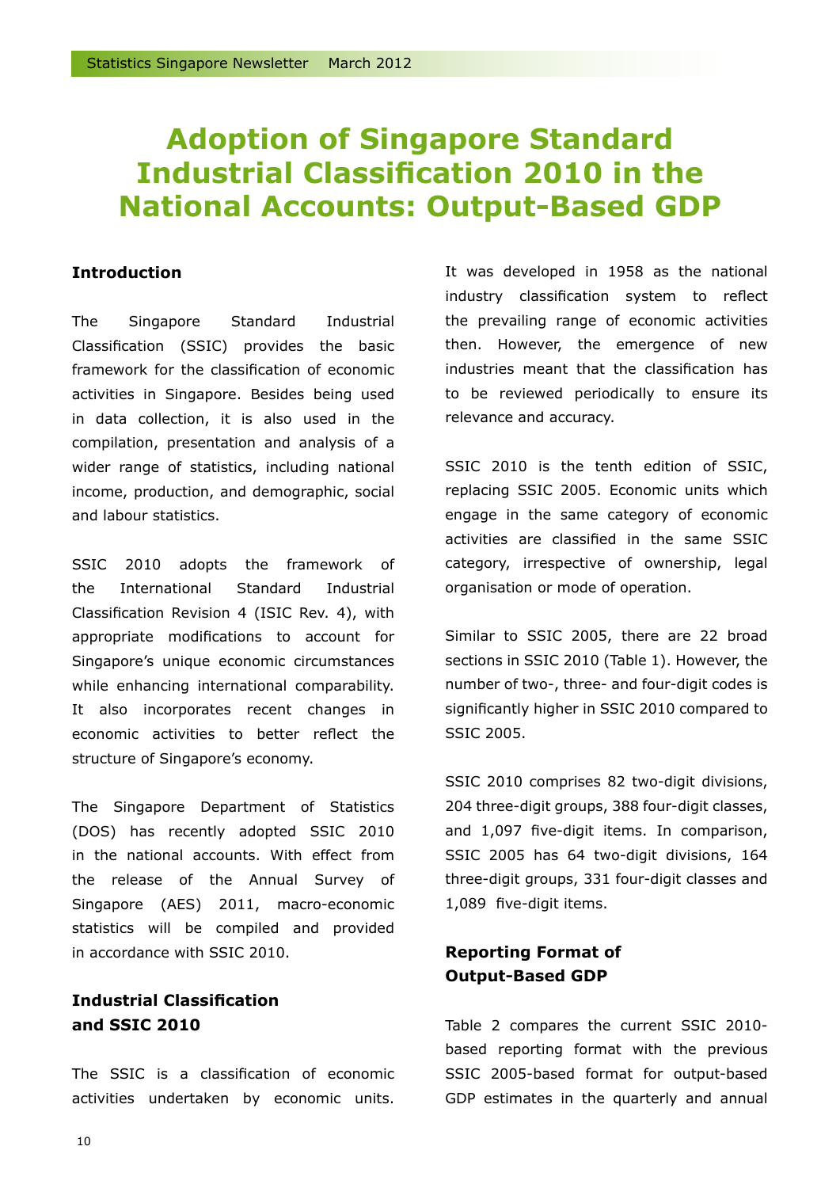# Adoption of Singapore Standard Industrial Classification 2010 in the National Accounts: Output-Based GDP

## Introduction

The Singapore Standard Industrial Classification (SSIC) provides the basic framework for the classification of economic activities in Singapore. Besides being used in data collection, it is also used in the compilation, presentation and analysis of a wider range of statistics, including national income, production, and demographic, social and labour statistics.

SSIC 2010 adopts the framework of the International Standard Industrial Classification Revision 4 (ISIC Rev. 4), with appropriate modifications to account for Singapore's unique economic circumstances while enhancing international comparability. It also incorporates recent changes in economic activities to better reflect the structure of Singapore's economy.

The Singapore Department of Statistics (DOS) has recently adopted SSIC 2010 in the national accounts. With effect from the release of the Annual Survey of Singapore (AES) 2011, macro-economic statistics will be compiled and provided in accordance with SSIC 2010.

## Industrial Classification and SSIC 2010

The SSIC is a classification of economic activities undertaken by economic units. It was developed in 1958 as the national industry classification system to reflect the prevailing range of economic activities then. However, the emergence of new industries meant that the classification has to be reviewed periodically to ensure its relevance and accuracy.

SSIC 2010 is the tenth edition of SSIC, replacing SSIC 2005. Economic units which engage in the same category of economic activities are classified in the same SSIC category, irrespective of ownership, legal organisation or mode of operation.

Similar to SSIC 2005, there are 22 broad sections in SSIC 2010 (Table 1). However, the number of two-, three- and four-digit codes is significantly higher in SSIC 2010 compared to SSIC 2005.

SSIC 2010 comprises 82 two-digit divisions, 204 three-digit groups, 388 four-digit classes, and 1,097 five-digit items. In comparison, SSIC 2005 has 64 two-digit divisions, 164 three-digit groups, 331 four-digit classes and 1,089 five-digit items.

## Reporting Format of Output-Based GDP

Table 2 compares the current SSIC 2010-based reporting format with the previous SSIC 2005-based format for output-based GDP estimates in the quarterly and annual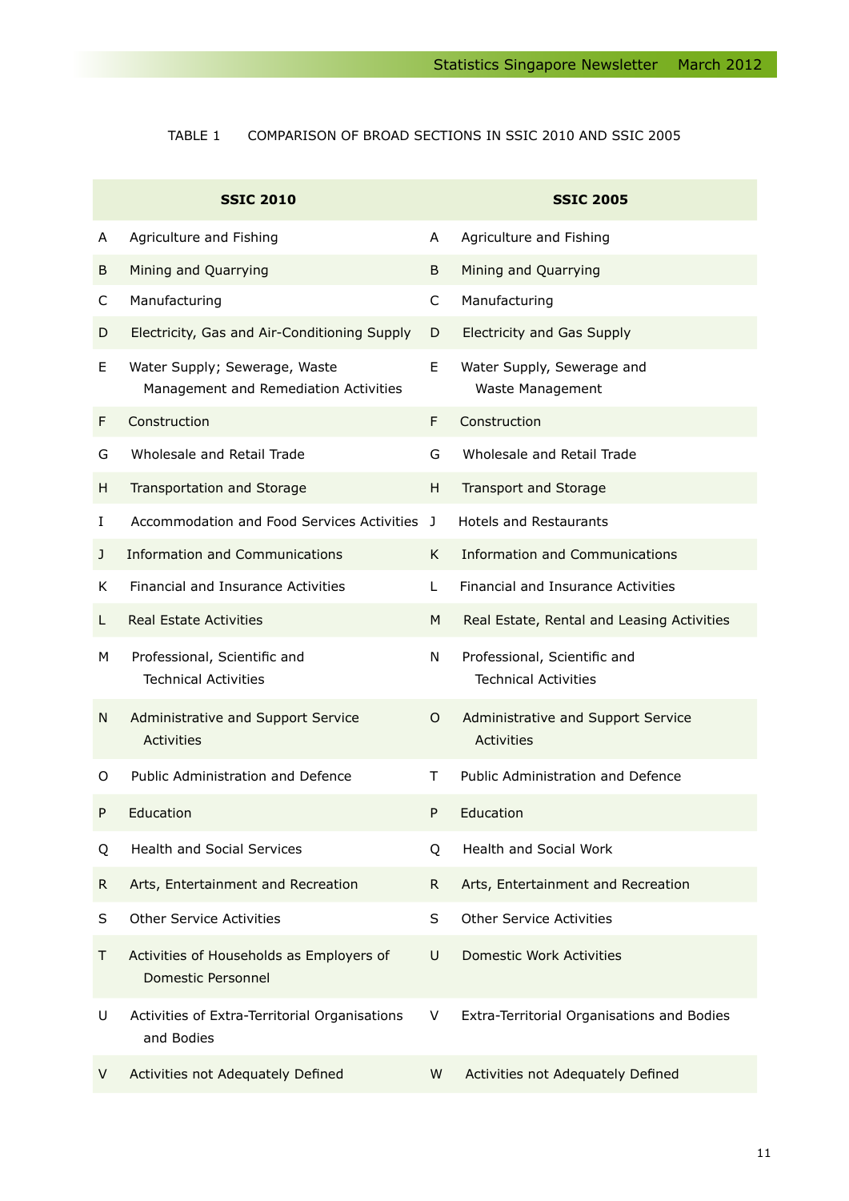TABLE 1 COMPARISON OF BROAD SECTIONS IN SSIC 2010 AND SSIC 2005

| SSIC 2010 | | SSIC 2005 | |
|---|---|---|---|
| A | Agriculture and Fishing | A | Agriculture and Fishing |
| B | Mining and Quarrying | B | Mining and Quarrying |
| C | Manufacturing | C | Manufacturing |
| D | Electricity, Gas and Air-Conditioning Supply | D | Electricity and Gas Supply |
| E | Water Supply; Sewerage, Waste Management and Remediation Activities | E | Water Supply, Sewerage and Waste Management |
| F | Construction | F | Construction |
| G | Wholesale and Retail Trade | G | Wholesale and Retail Trade |
| H | Transportation and Storage | H | Transport and Storage |
| I | Accommodation and Food Services Activities | J | Hotels and Restaurants |
| J | Information and Communications | K | Information and Communications |
| K | Financial and Insurance Activities | L | Financial and Insurance Activities |
| L | Real Estate Activities | M | Real Estate, Rental and Leasing Activities |
| M | Professional, Scientific and Technical Activities | N | Professional, Scientific and Technical Activities |
| N | Administrative and Support Service Activities | O | Administrative and Support Service Activities |
| O | Public Administration and Defence | T | Public Administration and Defence |
| P | Education | P | Education |
| Q | Health and Social Services | Q | Health and Social Work |
| R | Arts, Entertainment and Recreation | R | Arts, Entertainment and Recreation |
| S | Other Service Activities | S | Other Service Activities |
| T | Activities of Households as Employers of Domestic Personnel | U | Domestic Work Activities |
| U | Activities of Extra-Territorial Organisations and Bodies | V | Extra-Territorial Organisations and Bodies |
| V | Activities not Adequately Defined | W | Activities not Adequately Defined |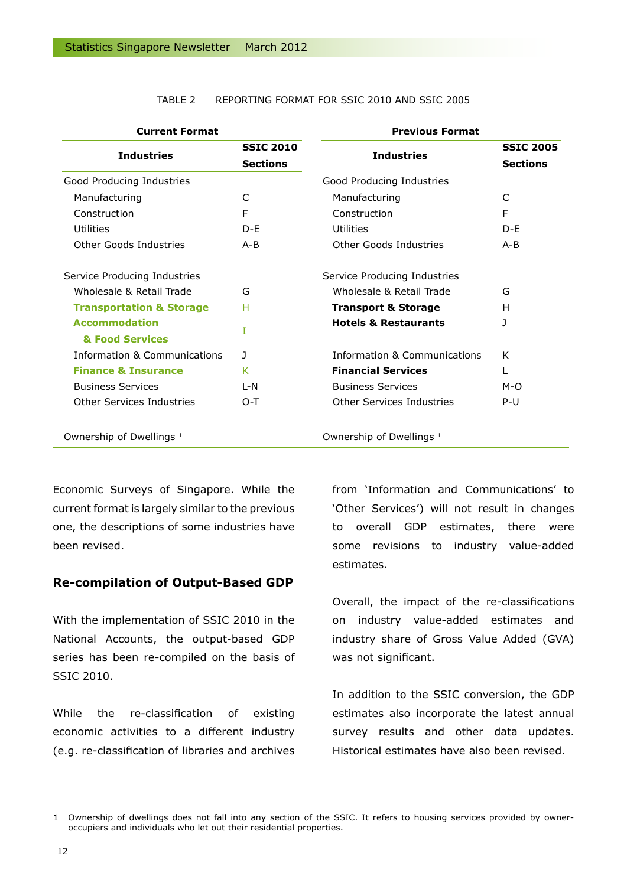TABLE 2 REPORTING FORMAT FOR SSIC 2010 AND SSIC 2005

| Current Format | | Previous Format | |
|---|---|---|---|
| **Industries** | **SSIC 2010 Sections** | **Industries** | **SSIC 2005 Sections** |
| Good Producing Industries | | Good Producing Industries | |
| Manufacturing | C | Manufacturing | C |
| Construction | F | Construction | F |
| Utilities | D-E | Utilities | D-E |
| Other Goods Industries | A-B | Other Goods Industries | A-B |
| | | | |
| Service Producing Industries | | Service Producing Industries | |
| Wholesale & Retail Trade | G | Wholesale & Retail Trade | G |
| **Transportation & Storage** | H | **Transport & Storage** | H |
| **Accommodation & Food Services** | I | **Hotels & Restaurants** | J |
| Information & Communications | J | Information & Communications | K |
| **Finance & Insurance** | K | **Financial Services** | L |
| Business Services | L-N | Business Services | M-O |
| Other Services Industries | O-T | Other Services Industries | P-U |
| | | | |
| Ownership of Dwellings [1] | | Ownership of Dwellings [1] | |

Economic Surveys of Singapore. While the current format is largely similar to the previous one, the descriptions of some industries have been revised.

## Re-compilation of Output-Based GDP

With the implementation of SSIC 2010 in the National Accounts, the output-based GDP series has been re-compiled on the basis of SSIC 2010.

While the re-classification of existing economic activities to a different industry (e.g. re-classification of libraries and archives from 'Information and Communications' to 'Other Services') will not result in changes to overall GDP estimates, there were some revisions to industry value-added estimates.

Overall, the impact of the re-classifications on industry value-added estimates and industry share of Gross Value Added (GVA) was not significant.

In addition to the SSIC conversion, the GDP estimates also incorporate the latest annual survey results and other data updates. Historical estimates have also been revised.

---

1 Ownership of dwellings does not fall into any section of the SSIC. It refers to housing services provided by owner-occupiers and individuals who let out their residential properties.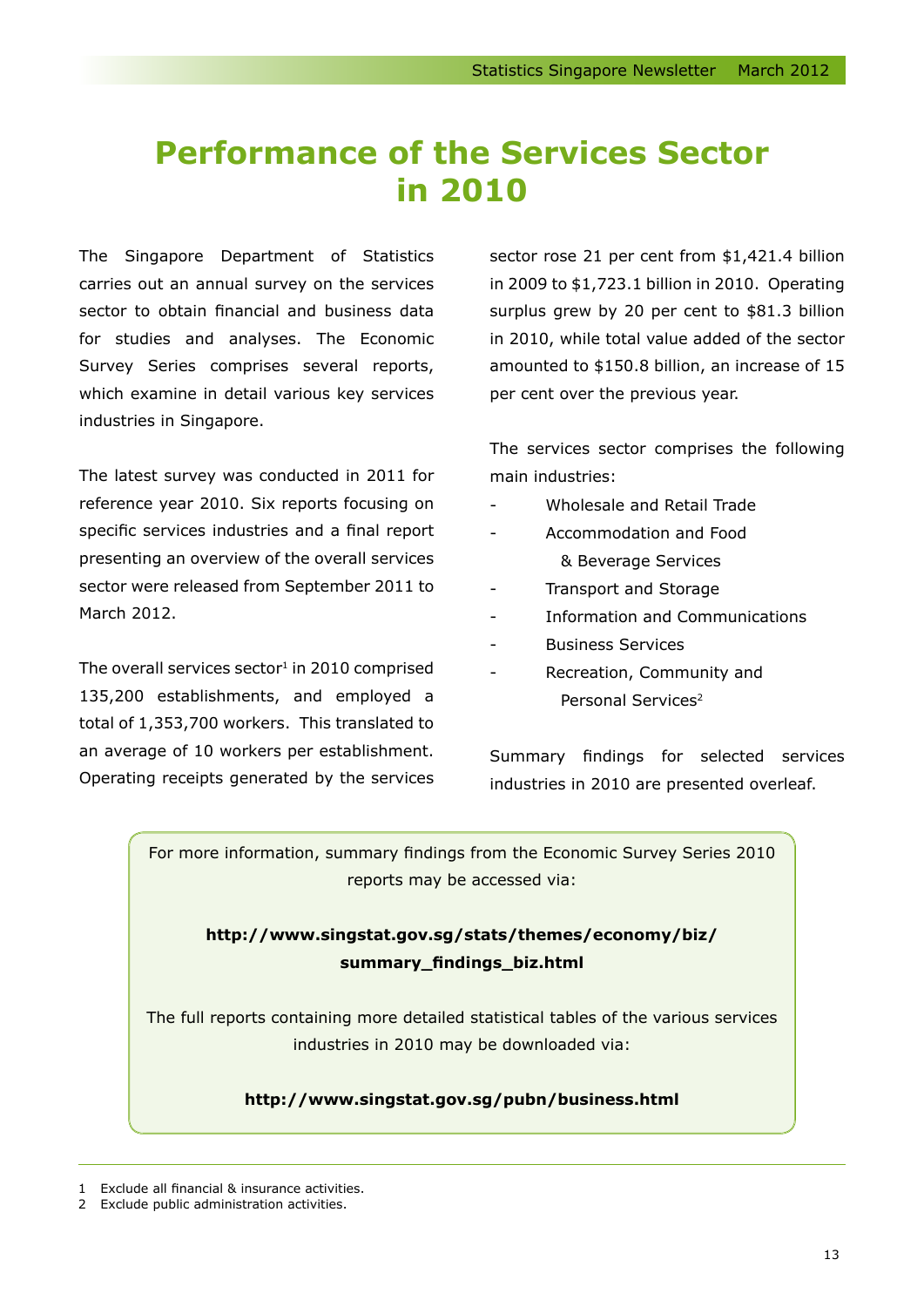# Performance of the Services Sector in 2010

The Singapore Department of Statistics carries out an annual survey on the services sector to obtain financial and business data for studies and analyses. The Economic Survey Series comprises several reports, which examine in detail various key services industries in Singapore.

The latest survey was conducted in 2011 for reference year 2010. Six reports focusing on specific services industries and a final report presenting an overview of the overall services sector were released from September 2011 to March 2012.

The overall services sector[1] in 2010 comprised 135,200 establishments, and employed a total of 1,353,700 workers. This translated to an average of 10 workers per establishment. Operating receipts generated by the services sector rose 21 per cent from $1,421.4 billion in 2009 to $1,723.1 billion in 2010. Operating surplus grew by 20 per cent to $81.3 billion in 2010, while total value added of the sector amounted to $150.8 billion, an increase of 15 per cent over the previous year.

The services sector comprises the following main industries:

- Wholesale and Retail Trade
- Accommodation and Food & Beverage Services
- Transport and Storage
- Information and Communications
- Business Services
- Recreation, Community and Personal Services[2]

Summary findings for selected services industries in 2010 are presented overleaf.

For more information, summary findings from the Economic Survey Series 2010 reports may be accessed via:

**http://www.singstat.gov.sg/stats/themes/economy/biz/summary_findings_biz.html**

The full reports containing more detailed statistical tables of the various services industries in 2010 may be downloaded via:

**http://www.singstat.gov.sg/pubn/business.html**

---

1 Exclude all financial & insurance activities.
2 Exclude public administration activities.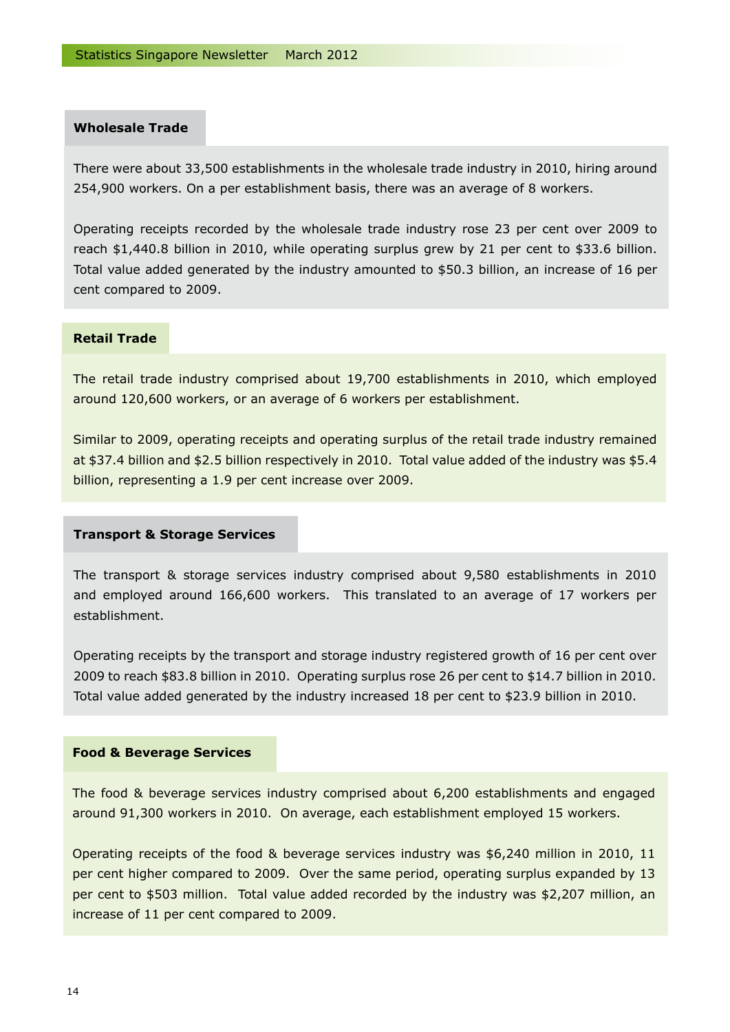## Wholesale Trade

There were about 33,500 establishments in the wholesale trade industry in 2010, hiring around 254,900 workers. On a per establishment basis, there was an average of 8 workers.

Operating receipts recorded by the wholesale trade industry rose 23 per cent over 2009 to reach $1,440.8 billion in 2010, while operating surplus grew by 21 per cent to $33.6 billion. Total value added generated by the industry amounted to $50.3 billion, an increase of 16 per cent compared to 2009.

## Retail Trade

The retail trade industry comprised about 19,700 establishments in 2010, which employed around 120,600 workers, or an average of 6 workers per establishment.

Similar to 2009, operating receipts and operating surplus of the retail trade industry remained at $37.4 billion and $2.5 billion respectively in 2010. Total value added of the industry was $5.4 billion, representing a 1.9 per cent increase over 2009.

## Transport & Storage Services

The transport & storage services industry comprised about 9,580 establishments in 2010 and employed around 166,600 workers. This translated to an average of 17 workers per establishment.

Operating receipts by the transport and storage industry registered growth of 16 per cent over 2009 to reach $83.8 billion in 2010. Operating surplus rose 26 per cent to $14.7 billion in 2010. Total value added generated by the industry increased 18 per cent to $23.9 billion in 2010.

## Food & Beverage Services

The food & beverage services industry comprised about 6,200 establishments and engaged around 91,300 workers in 2010. On average, each establishment employed 15 workers.

Operating receipts of the food & beverage services industry was $6,240 million in 2010, 11 per cent higher compared to 2009. Over the same period, operating surplus expanded by 13 per cent to $503 million. Total value added recorded by the industry was $2,207 million, an increase of 11 per cent compared to 2009.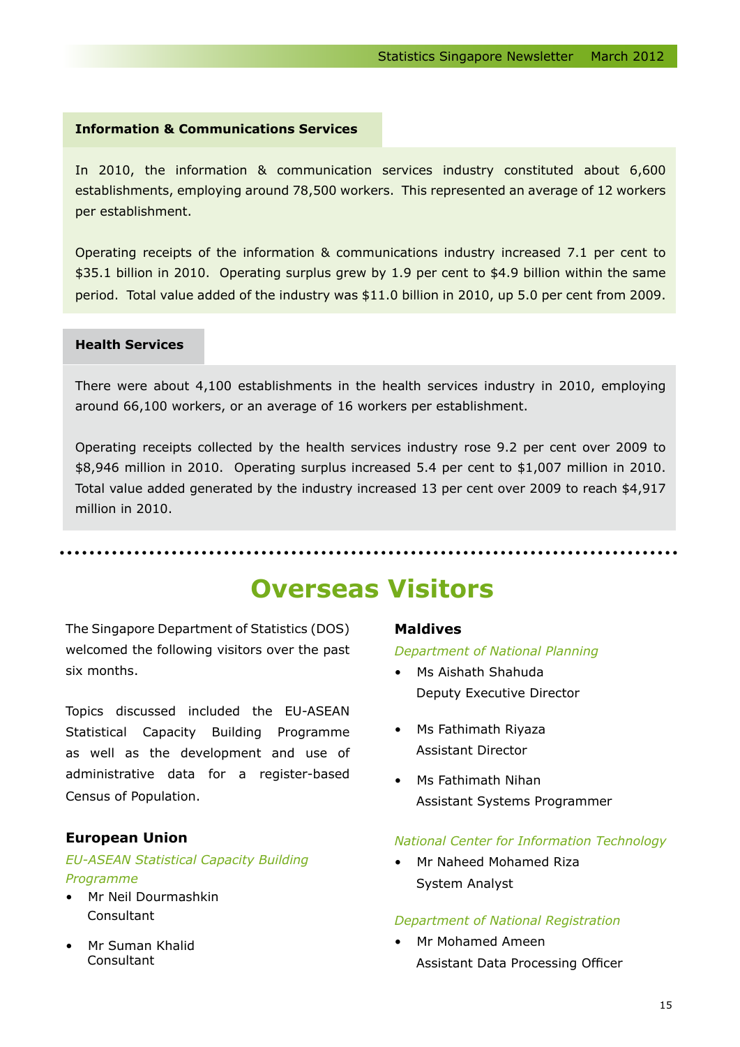### Information & Communications Services

In 2010, the information & communication services industry constituted about 6,600 establishments, employing around 78,500 workers. This represented an average of 12 workers per establishment.

Operating receipts of the information & communications industry increased 7.1 per cent to $35.1 billion in 2010. Operating surplus grew by 1.9 per cent to $4.9 billion within the same period. Total value added of the industry was $11.0 billion in 2010, up 5.0 per cent from 2009.

### Health Services

There were about 4,100 establishments in the health services industry in 2010, employing around 66,100 workers, or an average of 16 workers per establishment.

Operating receipts collected by the health services industry rose 9.2 per cent over 2009 to $8,946 million in 2010. Operating surplus increased 5.4 per cent to $1,007 million in 2010. Total value added generated by the industry increased 13 per cent over 2009 to reach $4,917 million in 2010.

---

# Overseas Visitors

The Singapore Department of Statistics (DOS) welcomed the following visitors over the past six months.

Topics discussed included the EU-ASEAN Statistical Capacity Building Programme as well as the development and use of administrative data for a register-based Census of Population.

### European Union

*EU-ASEAN Statistical Capacity Building Programme*

- Mr Neil Dourmashkin  
  Consultant
- Mr Suman Khalid  
  Consultant

### Maldives

*Department of National Planning*

- Ms Aishath Shahuda  
  Deputy Executive Director
- Ms Fathimath Riyaza  
  Assistant Director
- Ms Fathimath Nihan  
  Assistant Systems Programmer

*National Center for Information Technology*

- Mr Naheed Mohamed Riza  
  System Analyst

*Department of National Registration*

- Mr Mohamed Ameen  
  Assistant Data Processing Officer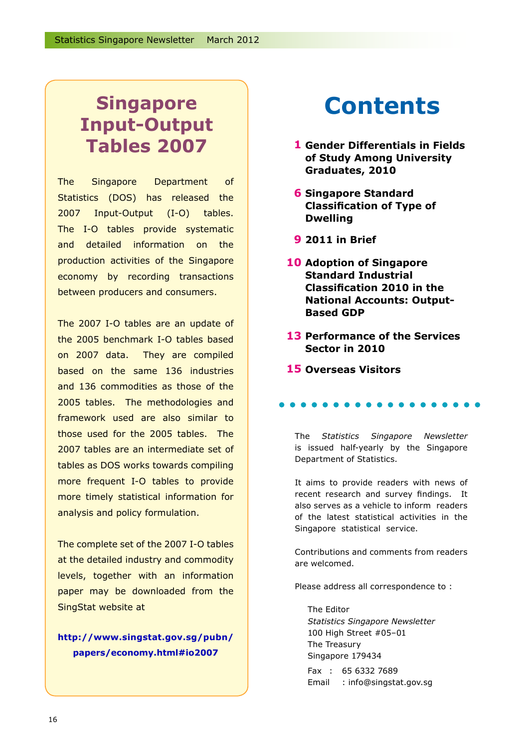# Singapore Input-Output Tables 2007

The Singapore Department of Statistics (DOS) has released the 2007 Input-Output (I-O) tables. The I-O tables provide systematic and detailed information on the production activities of the Singapore economy by recording transactions between producers and consumers.

The 2007 I-O tables are an update of the 2005 benchmark I-O tables based on 2007 data. They are compiled based on the same 136 industries and 136 commodities as those of the 2005 tables. The methodologies and framework used are also similar to those used for the 2005 tables. The 2007 tables are an intermediate set of tables as DOS works towards compiling more frequent I-O tables to provide more timely statistical information for analysis and policy formulation.

The complete set of the 2007 I-O tables at the detailed industry and commodity levels, together with an information paper may be downloaded from the SingStat website at

**http://www.singstat.gov.sg/pubn/papers/economy.html#io2007**

# Contents

**1** **Gender Differentials in Fields of Study Among University Graduates, 2010**

**6** **Singapore Standard Classification of Type of Dwelling**

**9** **2011 in Brief**

**10** **Adoption of Singapore Standard Industrial Classification 2010 in the National Accounts: Output-Based GDP**

**13** **Performance of the Services Sector in 2010**

**15** **Overseas Visitors**

The *Statistics Singapore Newsletter* is issued half-yearly by the Singapore Department of Statistics.

It aims to provide readers with news of recent research and survey findings. It also serves as a vehicle to inform readers of the latest statistical activities in the Singapore statistical service.

Contributions and comments from readers are welcomed.

Please address all correspondence to :

The Editor
*Statistics Singapore Newsletter*
100 High Street #05–01
The Treasury
Singapore 179434

Fax : 65 6332 7689
Email : info@singstat.gov.sg